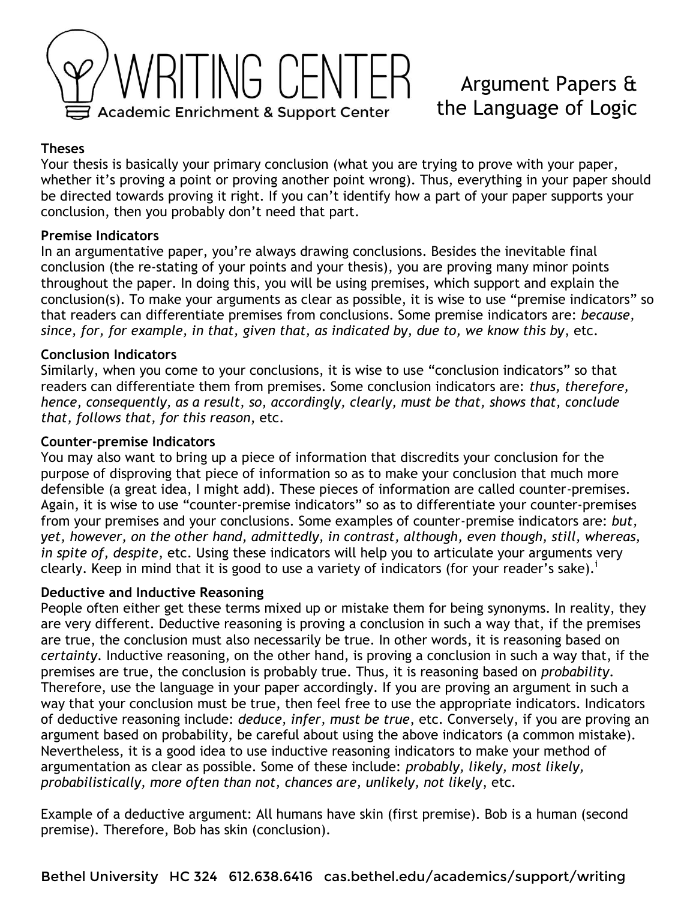# WRITING CENTER

Academic Enrichment & Support Center

## Argument Papers & the Language of Logic

**Theses**

Your thesis is basically your primary conclusion (what you are trying to prove with your paper, whether it's proving a point or proving another point wrong). Thus, everything in your paper should be directed towards proving it right. If you can't identify how a part of your paper supports your conclusion, then you probably don't need that part.

**Premise Indicators**

In an argumentative paper, you're always drawing conclusions. Besides the inevitable final conclusion (the re-stating of your points and your thesis), you are proving many minor points throughout the paper. In doing this, you will be using premises, which support and explain the conclusion(s). To make your arguments as clear as possible, it is wise to use "premise indicators" so that readers can differentiate premises from conclusions. Some premise indicators are: *because, since, for, for example, in that, given that, as indicated by, due to, we know this by*, etc.

**Conclusion Indicators**

Similarly, when you come to your conclusions, it is wise to use "conclusion indicators" so that readers can differentiate them from premises. Some conclusion indicators are: *thus, therefore, hence, consequently, as a result, so, accordingly, clearly, must be that, shows that, conclude that, follows that, for this reason*, etc.

**Counter-premise Indicators**

You may also want to bring up a piece of information that discredits your conclusion for the purpose of disproving that piece of information so as to make your conclusion that much more defensible (a great idea, I might add). These pieces of information are called counter-premises. Again, it is wise to use "counter-premise indicators" so as to differentiate your counter-premises from your premises and your conclusions. Some examples of counter-premise indicators are: *but, yet, however, on the other hand, admittedly, in contrast, although, even though, still, whereas, in spite of, despite*, etc. Using these indicators will help you to articulate your arguments very clearly. Keep in mind that it is good to use a variety of indicators (for your reader's sake).[i]

**Deductive and Inductive Reasoning**

People often either get these terms mixed up or mistake them for being synonyms. In reality, they are very different. Deductive reasoning is proving a conclusion in such a way that, if the premises are true, the conclusion must also necessarily be true. In other words, it is reasoning based on *certainty*. Inductive reasoning, on the other hand, is proving a conclusion in such a way that, if the premises are true, the conclusion is probably true. Thus, it is reasoning based on *probability*. Therefore, use the language in your paper accordingly. If you are proving an argument in such a way that your conclusion must be true, then feel free to use the appropriate indicators. Indicators of deductive reasoning include: *deduce, infer, must be true*, etc. Conversely, if you are proving an argument based on probability, be careful about using the above indicators (a common mistake). Nevertheless, it is a good idea to use inductive reasoning indicators to make your method of argumentation as clear as possible. Some of these include: *probably, likely, most likely, probabilistically, more often than not, chances are, unlikely, not likely*, etc.

Example of a deductive argument: All humans have skin (first premise). Bob is a human (second premise). Therefore, Bob has skin (conclusion).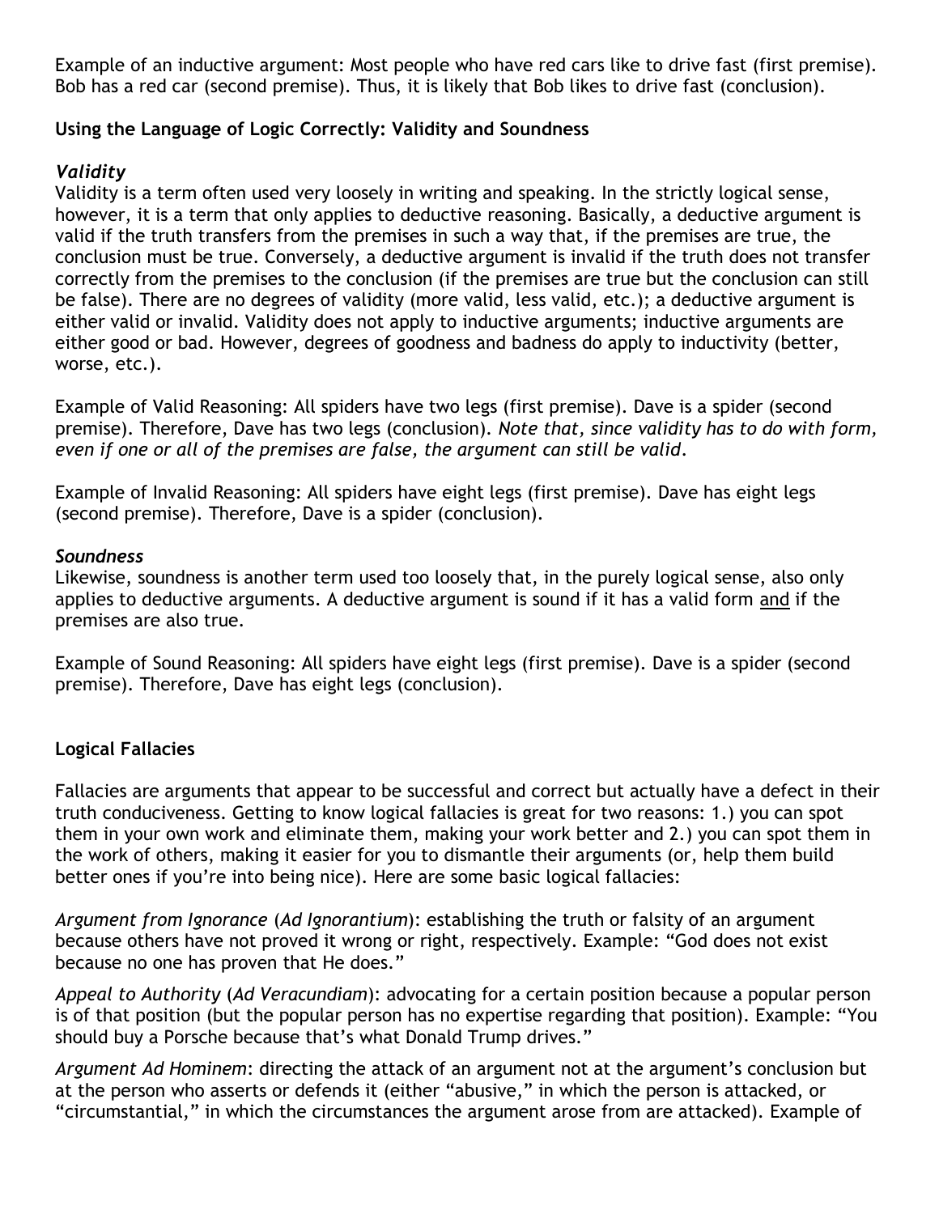Example of an inductive argument: Most people who have red cars like to drive fast (first premise). Bob has a red car (second premise). Thus, it is likely that Bob likes to drive fast (conclusion).

**Using the Language of Logic Correctly: Validity and Soundness**

***Validity***

Validity is a term often used very loosely in writing and speaking. In the strictly logical sense, however, it is a term that only applies to deductive reasoning. Basically, a deductive argument is valid if the truth transfers from the premises in such a way that, if the premises are true, the conclusion must be true. Conversely, a deductive argument is invalid if the truth does not transfer correctly from the premises to the conclusion (if the premises are true but the conclusion can still be false). There are no degrees of validity (more valid, less valid, etc.); a deductive argument is either valid or invalid. Validity does not apply to inductive arguments; inductive arguments are either good or bad. However, degrees of goodness and badness do apply to inductivity (better, worse, etc.).

Example of Valid Reasoning: All spiders have two legs (first premise). Dave is a spider (second premise). Therefore, Dave has two legs (conclusion). *Note that, since validity has to do with form, even if one or all of the premises are false, the argument can still be valid.*

Example of Invalid Reasoning: All spiders have eight legs (first premise). Dave has eight legs (second premise). Therefore, Dave is a spider (conclusion).

***Soundness***

Likewise, soundness is another term used too loosely that, in the purely logical sense, also only applies to deductive arguments. A deductive argument is sound if it has a valid form <u>and</u> if the premises are also true.

Example of Sound Reasoning: All spiders have eight legs (first premise). Dave is a spider (second premise). Therefore, Dave has eight legs (conclusion).

**Logical Fallacies**

Fallacies are arguments that appear to be successful and correct but actually have a defect in their truth conduciveness. Getting to know logical fallacies is great for two reasons: 1.) you can spot them in your own work and eliminate them, making your work better and 2.) you can spot them in the work of others, making it easier for you to dismantle their arguments (or, help them build better ones if you're into being nice). Here are some basic logical fallacies:

*Argument from Ignorance* (*Ad Ignorantium*): establishing the truth or falsity of an argument because others have not proved it wrong or right, respectively. Example: "God does not exist because no one has proven that He does."

*Appeal to Authority* (*Ad Veracundiam*): advocating for a certain position because a popular person is of that position (but the popular person has no expertise regarding that position). Example: "You should buy a Porsche because that's what Donald Trump drives."

*Argument Ad Hominem*: directing the attack of an argument not at the argument's conclusion but at the person who asserts or defends it (either "abusive," in which the person is attacked, or "circumstantial," in which the circumstances the argument arose from are attacked). Example of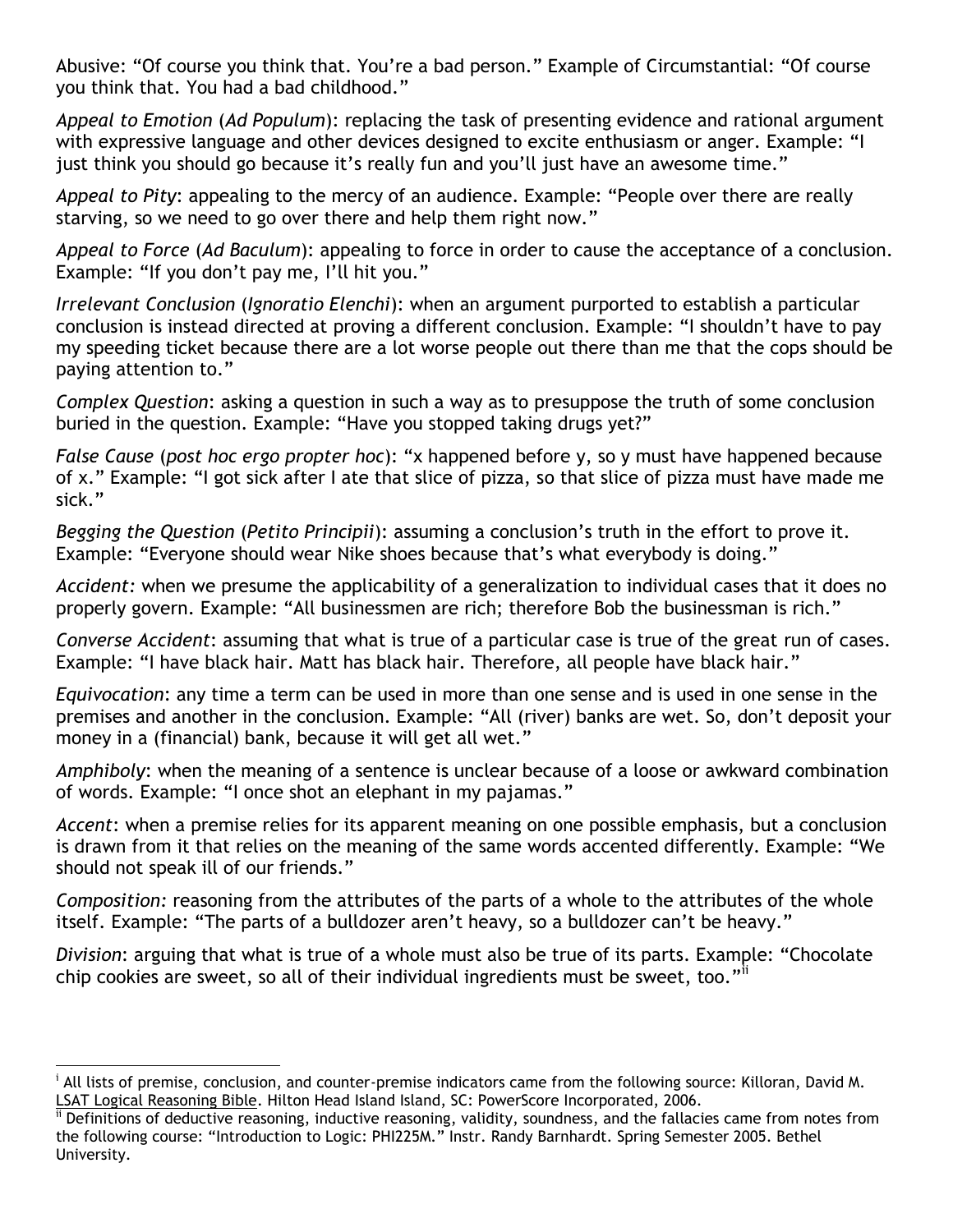Abusive: "Of course you think that. You're a bad person." Example of Circumstantial: "Of course you think that. You had a bad childhood."

*Appeal to Emotion* (*Ad Populum*): replacing the task of presenting evidence and rational argument with expressive language and other devices designed to excite enthusiasm or anger. Example: "I just think you should go because it's really fun and you'll just have an awesome time."

*Appeal to Pity*: appealing to the mercy of an audience. Example: "People over there are really starving, so we need to go over there and help them right now."

*Appeal to Force* (*Ad Baculum*): appealing to force in order to cause the acceptance of a conclusion. Example: "If you don't pay me, I'll hit you."

*Irrelevant Conclusion* (*Ignoratio Elenchi*): when an argument purported to establish a particular conclusion is instead directed at proving a different conclusion. Example: "I shouldn't have to pay my speeding ticket because there are a lot worse people out there than me that the cops should be paying attention to."

*Complex Question*: asking a question in such a way as to presuppose the truth of some conclusion buried in the question. Example: "Have you stopped taking drugs yet?"

*False Cause* (*post hoc ergo propter hoc*): "x happened before y, so y must have happened because of x." Example: "I got sick after I ate that slice of pizza, so that slice of pizza must have made me sick."

*Begging the Question* (*Petito Principii*): assuming a conclusion's truth in the effort to prove it. Example: "Everyone should wear Nike shoes because that's what everybody is doing."

*Accident*: when we presume the applicability of a generalization to individual cases that it does no properly govern. Example: "All businessmen are rich; therefore Bob the businessman is rich."

*Converse Accident*: assuming that what is true of a particular case is true of the great run of cases. Example: "I have black hair. Matt has black hair. Therefore, all people have black hair."

*Equivocation*: any time a term can be used in more than one sense and is used in one sense in the premises and another in the conclusion. Example: "All (river) banks are wet. So, don't deposit your money in a (financial) bank, because it will get all wet."

*Amphiboly*: when the meaning of a sentence is unclear because of a loose or awkward combination of words. Example: "I once shot an elephant in my pajamas."

*Accent*: when a premise relies for its apparent meaning on one possible emphasis, but a conclusion is drawn from it that relies on the meaning of the same words accented differently. Example: "We should not speak ill of our friends."

*Composition:* reasoning from the attributes of the parts of a whole to the attributes of the whole itself. Example: "The parts of a bulldozer aren't heavy, so a bulldozer can't be heavy."

*Division*: arguing that what is true of a whole must also be true of its parts. Example: "Chocolate chip cookies are sweet, so all of their individual ingredients must be sweet, too."[ii]

---

[i] All lists of premise, conclusion, and counter-premise indicators came from the following source: Killoran, David M. LSAT Logical Reasoning Bible. Hilton Head Island Island, SC: PowerScore Incorporated, 2006.

[ii] Definitions of deductive reasoning, inductive reasoning, validity, soundness, and the fallacies came from notes from the following course: "Introduction to Logic: PHI225M." Instr. Randy Barnhardt. Spring Semester 2005. Bethel University.